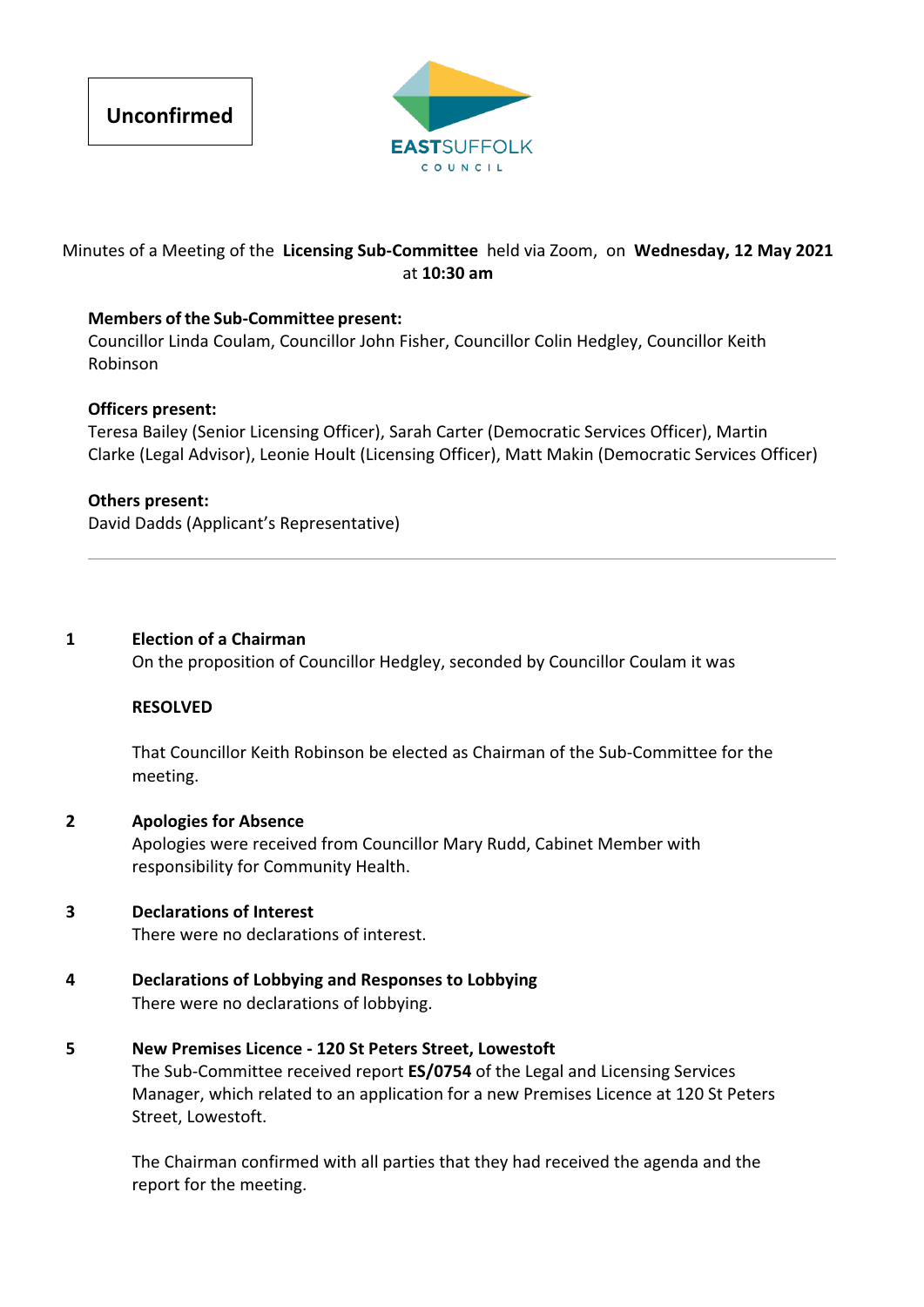**Unconfirmed**

EASTSUFFOLK COUNCIL

Minutes of a Meeting of the **Licensing Sub-Committee** held via Zoom, on **Wednesday, 12 May 2021** at **10:30 am**

**Members of the Sub-Committee present:**
Councillor Linda Coulam, Councillor John Fisher, Councillor Colin Hedgley, Councillor Keith Robinson

**Officers present:**
Teresa Bailey (Senior Licensing Officer), Sarah Carter (Democratic Services Officer), Martin Clarke (Legal Advisor), Leonie Hoult (Licensing Officer), Matt Makin (Democratic Services Officer)

**Others present:**
David Dadds (Applicant's Representative)

---

## 1 Election of a Chairman

On the proposition of Councillor Hedgley, seconded by Councillor Coulam it was

**RESOLVED**

That Councillor Keith Robinson be elected as Chairman of the Sub-Committee for the meeting.

## 2 Apologies for Absence

Apologies were received from Councillor Mary Rudd, Cabinet Member with responsibility for Community Health.

## 3 Declarations of Interest

There were no declarations of interest.

## 4 Declarations of Lobbying and Responses to Lobbying

There were no declarations of lobbying.

## 5 New Premises Licence - 120 St Peters Street, Lowestoft

The Sub-Committee received report **ES/0754** of the Legal and Licensing Services Manager, which related to an application for a new Premises Licence at 120 St Peters Street, Lowestoft.

The Chairman confirmed with all parties that they had received the agenda and the report for the meeting.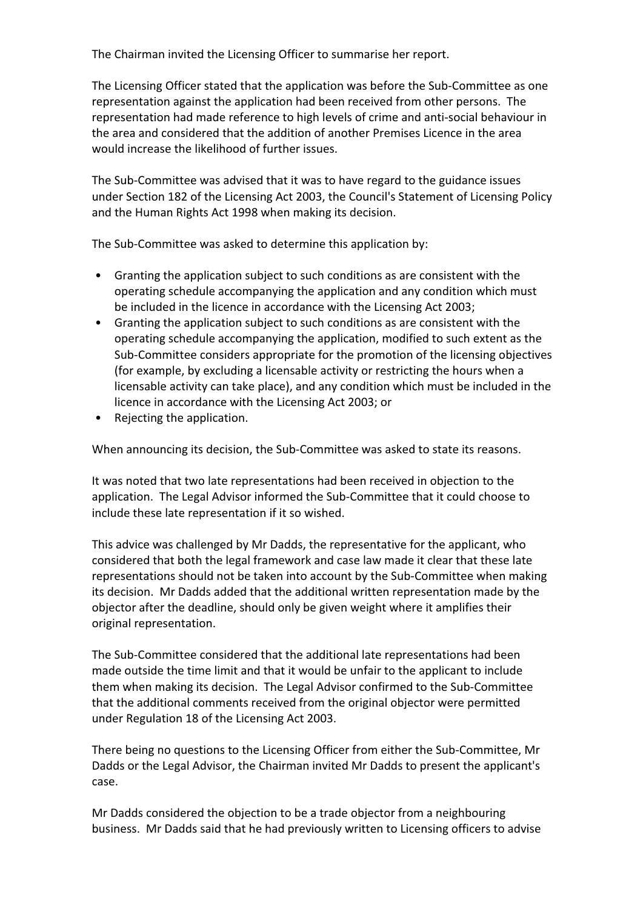The Chairman invited the Licensing Officer to summarise her report.

The Licensing Officer stated that the application was before the Sub-Committee as one representation against the application had been received from other persons. The representation had made reference to high levels of crime and anti-social behaviour in the area and considered that the addition of another Premises Licence in the area would increase the likelihood of further issues.

The Sub-Committee was advised that it was to have regard to the guidance issues under Section 182 of the Licensing Act 2003, the Council's Statement of Licensing Policy and the Human Rights Act 1998 when making its decision.

The Sub-Committee was asked to determine this application by:

- Granting the application subject to such conditions as are consistent with the operating schedule accompanying the application and any condition which must be included in the licence in accordance with the Licensing Act 2003;
- Granting the application subject to such conditions as are consistent with the operating schedule accompanying the application, modified to such extent as the Sub-Committee considers appropriate for the promotion of the licensing objectives (for example, by excluding a licensable activity or restricting the hours when a licensable activity can take place), and any condition which must be included in the licence in accordance with the Licensing Act 2003; or
- Rejecting the application.

When announcing its decision, the Sub-Committee was asked to state its reasons.

It was noted that two late representations had been received in objection to the application. The Legal Advisor informed the Sub-Committee that it could choose to include these late representation if it so wished.

This advice was challenged by Mr Dadds, the representative for the applicant, who considered that both the legal framework and case law made it clear that these late representations should not be taken into account by the Sub-Committee when making its decision. Mr Dadds added that the additional written representation made by the objector after the deadline, should only be given weight where it amplifies their original representation.

The Sub-Committee considered that the additional late representations had been made outside the time limit and that it would be unfair to the applicant to include them when making its decision. The Legal Advisor confirmed to the Sub-Committee that the additional comments received from the original objector were permitted under Regulation 18 of the Licensing Act 2003.

There being no questions to the Licensing Officer from either the Sub-Committee, Mr Dadds or the Legal Advisor, the Chairman invited Mr Dadds to present the applicant's case.

Mr Dadds considered the objection to be a trade objector from a neighbouring business. Mr Dadds said that he had previously written to Licensing officers to advise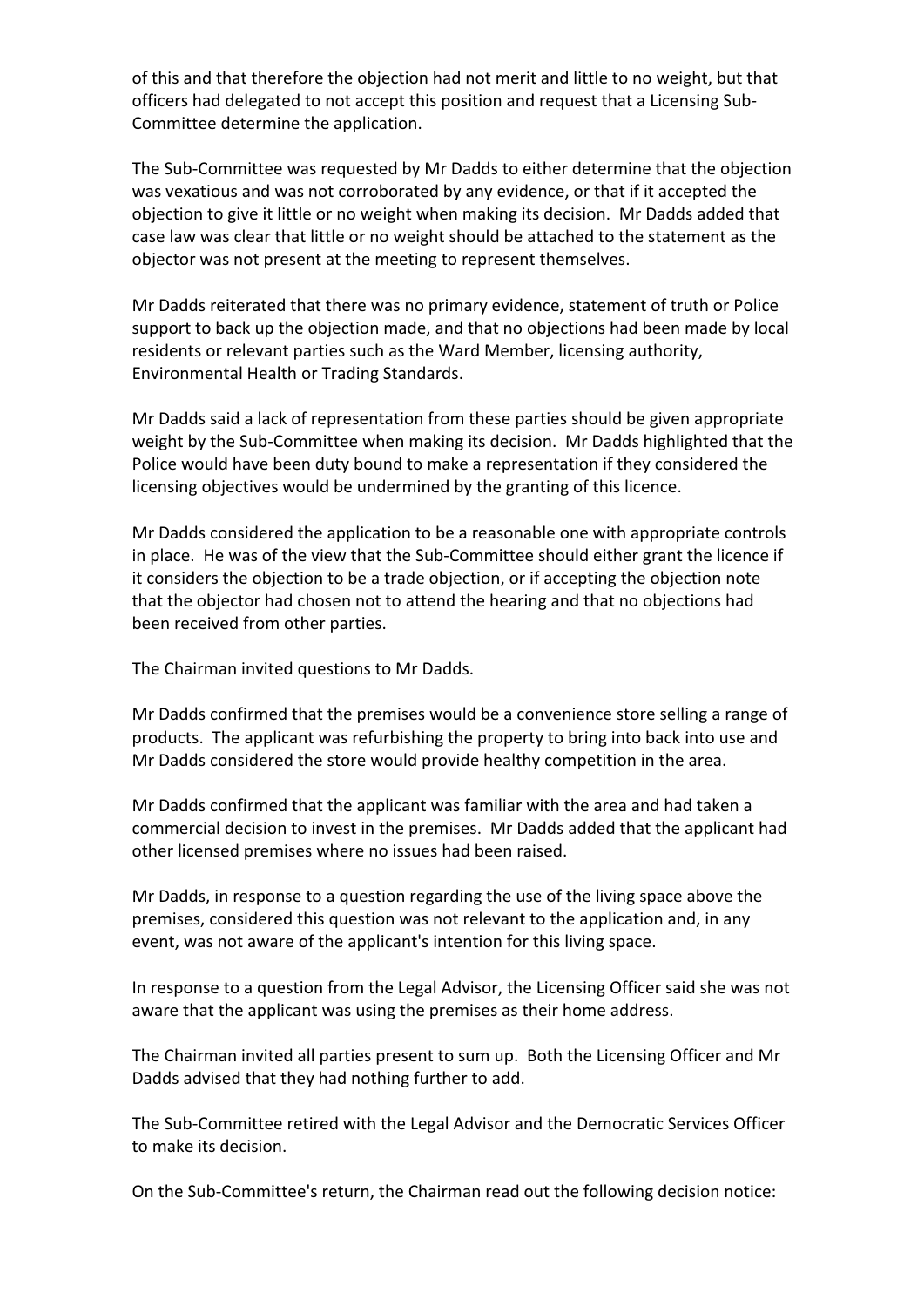of this and that therefore the objection had not merit and little to no weight, but that officers had delegated to not accept this position and request that a Licensing Sub-Committee determine the application.

The Sub-Committee was requested by Mr Dadds to either determine that the objection was vexatious and was not corroborated by any evidence, or that if it accepted the objection to give it little or no weight when making its decision. Mr Dadds added that case law was clear that little or no weight should be attached to the statement as the objector was not present at the meeting to represent themselves.

Mr Dadds reiterated that there was no primary evidence, statement of truth or Police support to back up the objection made, and that no objections had been made by local residents or relevant parties such as the Ward Member, licensing authority, Environmental Health or Trading Standards.

Mr Dadds said a lack of representation from these parties should be given appropriate weight by the Sub-Committee when making its decision. Mr Dadds highlighted that the Police would have been duty bound to make a representation if they considered the licensing objectives would be undermined by the granting of this licence.

Mr Dadds considered the application to be a reasonable one with appropriate controls in place. He was of the view that the Sub-Committee should either grant the licence if it considers the objection to be a trade objection, or if accepting the objection note that the objector had chosen not to attend the hearing and that no objections had been received from other parties.

The Chairman invited questions to Mr Dadds.

Mr Dadds confirmed that the premises would be a convenience store selling a range of products. The applicant was refurbishing the property to bring into back into use and Mr Dadds considered the store would provide healthy competition in the area.

Mr Dadds confirmed that the applicant was familiar with the area and had taken a commercial decision to invest in the premises. Mr Dadds added that the applicant had other licensed premises where no issues had been raised.

Mr Dadds, in response to a question regarding the use of the living space above the premises, considered this question was not relevant to the application and, in any event, was not aware of the applicant's intention for this living space.

In response to a question from the Legal Advisor, the Licensing Officer said she was not aware that the applicant was using the premises as their home address.

The Chairman invited all parties present to sum up. Both the Licensing Officer and Mr Dadds advised that they had nothing further to add.

The Sub-Committee retired with the Legal Advisor and the Democratic Services Officer to make its decision.

On the Sub-Committee's return, the Chairman read out the following decision notice: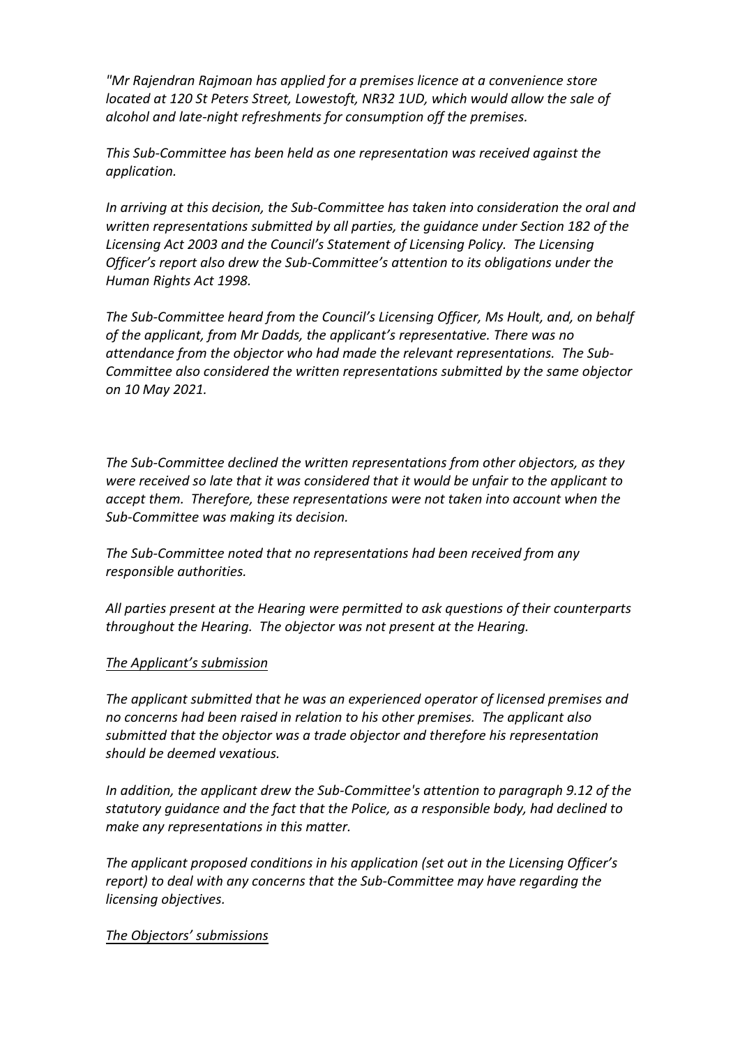*"Mr Rajendran Rajmoan has applied for a premises licence at a convenience store located at 120 St Peters Street, Lowestoft, NR32 1UD, which would allow the sale of alcohol and late-night refreshments for consumption off the premises.*

*This Sub-Committee has been held as one representation was received against the application.*

*In arriving at this decision, the Sub-Committee has taken into consideration the oral and written representations submitted by all parties, the guidance under Section 182 of the Licensing Act 2003 and the Council's Statement of Licensing Policy. The Licensing Officer's report also drew the Sub-Committee's attention to its obligations under the Human Rights Act 1998.*

*The Sub-Committee heard from the Council's Licensing Officer, Ms Hoult, and, on behalf of the applicant, from Mr Dadds, the applicant's representative. There was no attendance from the objector who had made the relevant representations. The Sub-Committee also considered the written representations submitted by the same objector on 10 May 2021.*

*The Sub-Committee declined the written representations from other objectors, as they were received so late that it was considered that it would be unfair to the applicant to accept them. Therefore, these representations were not taken into account when the Sub-Committee was making its decision.*

*The Sub-Committee noted that no representations had been received from any responsible authorities.*

*All parties present at the Hearing were permitted to ask questions of their counterparts throughout the Hearing. The objector was not present at the Hearing.*

*<u>The Applicant's submission</u>*

*The applicant submitted that he was an experienced operator of licensed premises and no concerns had been raised in relation to his other premises. The applicant also submitted that the objector was a trade objector and therefore his representation should be deemed vexatious.*

*In addition, the applicant drew the Sub-Committee's attention to paragraph 9.12 of the statutory guidance and the fact that the Police, as a responsible body, had declined to make any representations in this matter.*

*The applicant proposed conditions in his application (set out in the Licensing Officer's report) to deal with any concerns that the Sub-Committee may have regarding the licensing objectives.*

*<u>The Objectors' submissions</u>*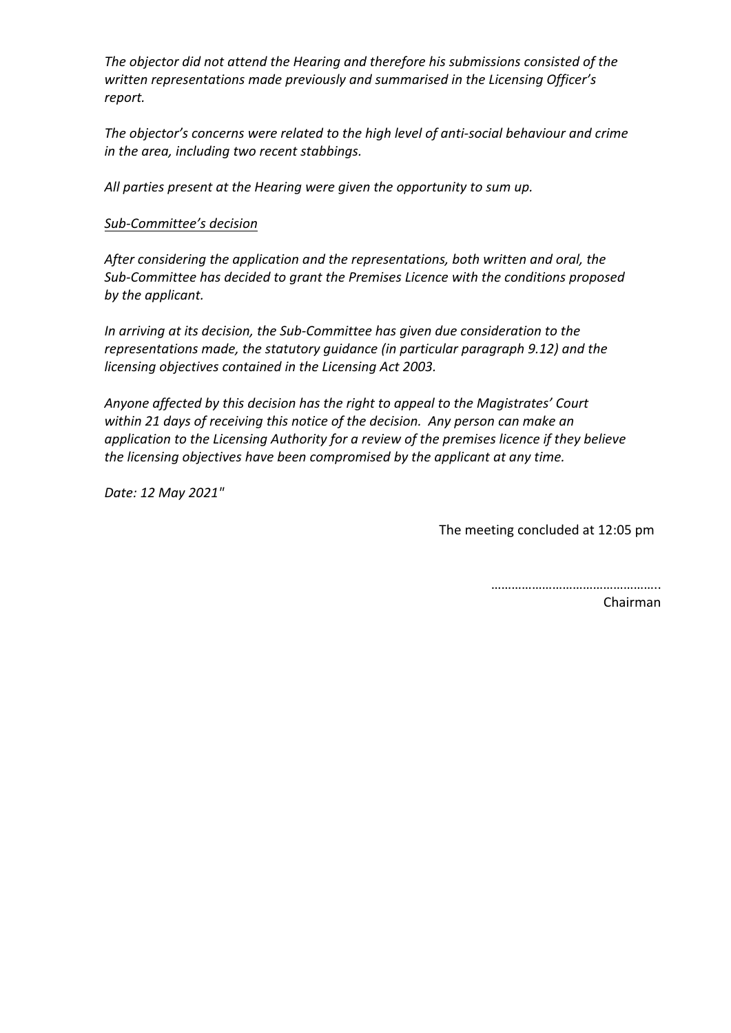*The objector did not attend the Hearing and therefore his submissions consisted of the written representations made previously and summarised in the Licensing Officer's report.*

*The objector's concerns were related to the high level of anti-social behaviour and crime in the area, including two recent stabbings.*

*All parties present at the Hearing were given the opportunity to sum up.*

*Sub-Committee's decision*

*After considering the application and the representations, both written and oral, the Sub-Committee has decided to grant the Premises Licence with the conditions proposed by the applicant.*

*In arriving at its decision, the Sub-Committee has given due consideration to the representations made, the statutory guidance (in particular paragraph 9.12) and the licensing objectives contained in the Licensing Act 2003.*

*Anyone affected by this decision has the right to appeal to the Magistrates' Court within 21 days of receiving this notice of the decision. Any person can make an application to the Licensing Authority for a review of the premises licence if they believe the licensing objectives have been compromised by the applicant at any time.*

*Date: 12 May 2021"*

The meeting concluded at 12:05 pm

…………………………………………..
Chairman